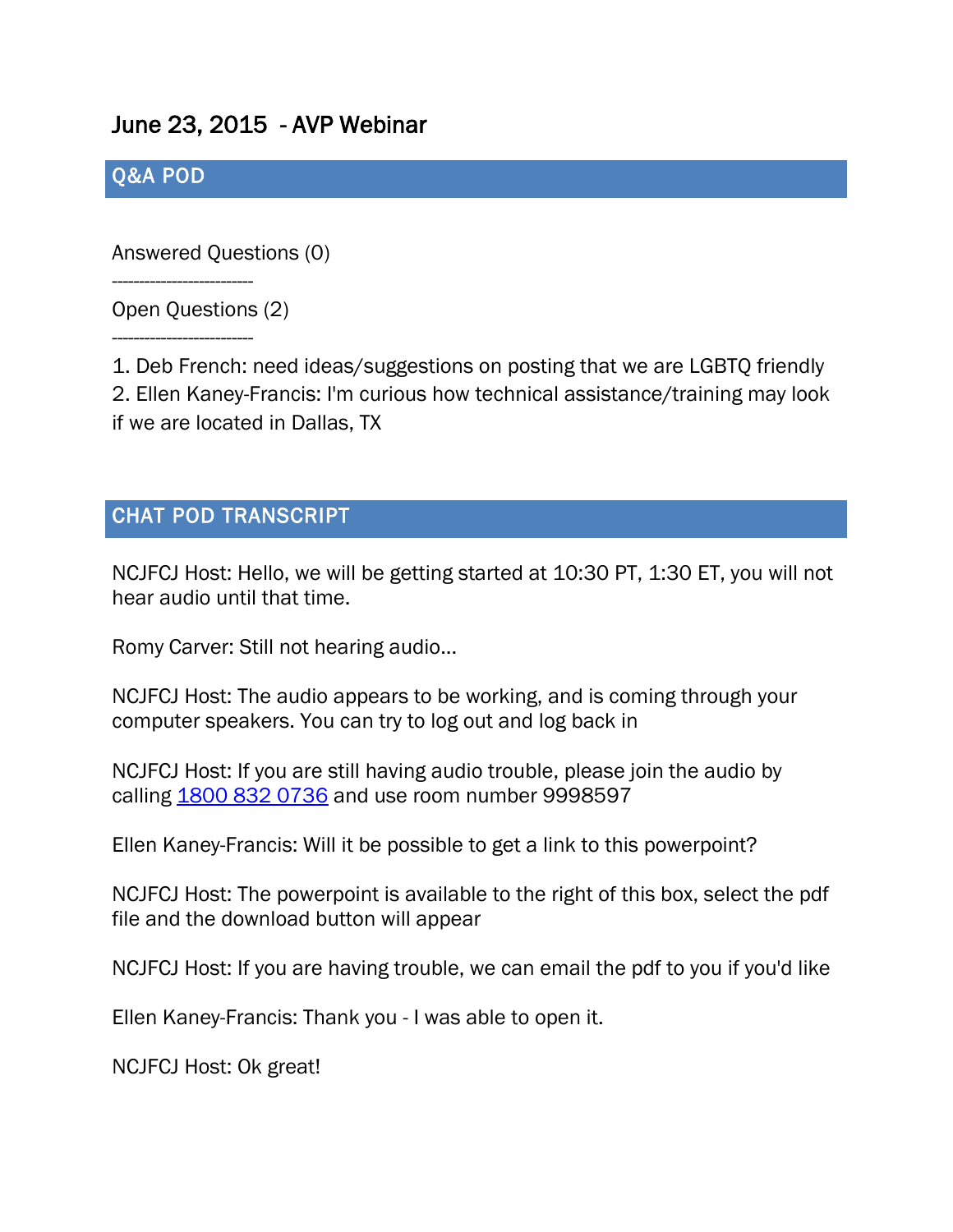# June 23, 2015 - AVP Webinar

## Q&A POD

Answered Questions (0)

--------------------------

Open Questions (2)

--------------------------

1. Deb French: need ideas/suggestions on posting that we are LGBTQ friendly
2. Ellen Kaney-Francis: I'm curious how technical assistance/training may look if we are located in Dallas, TX

## CHAT POD TRANSCRIPT

NCJFCJ Host: Hello, we will be getting started at 10:30 PT, 1:30 ET, you will not hear audio until that time.

Romy Carver: Still not hearing audio...

NCJFCJ Host: The audio appears to be working, and is coming through your computer speakers. You can try to log out and log back in

NCJFCJ Host: If you are still having audio trouble, please join the audio by calling 1800 832 0736 and use room number 9998597

Ellen Kaney-Francis: Will it be possible to get a link to this powerpoint?

NCJFCJ Host: The powerpoint is available to the right of this box, select the pdf file and the download button will appear

NCJFCJ Host: If you are having trouble, we can email the pdf to you if you'd like

Ellen Kaney-Francis: Thank you - I was able to open it.

NCJFCJ Host: Ok great!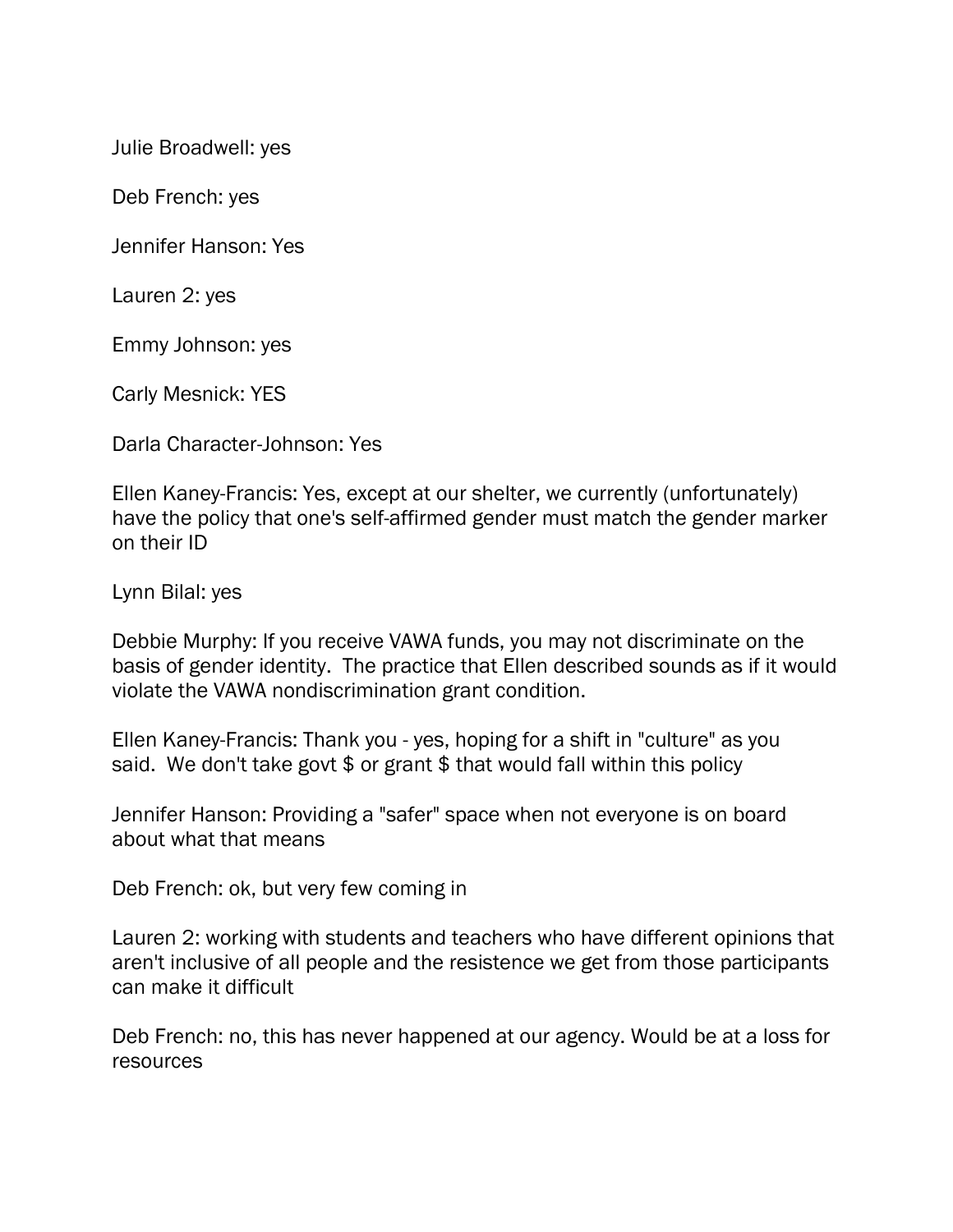Julie Broadwell: yes

Deb French: yes

Jennifer Hanson: Yes

Lauren 2: yes

Emmy Johnson: yes

Carly Mesnick: YES

Darla Character-Johnson: Yes

Ellen Kaney-Francis: Yes, except at our shelter, we currently (unfortunately) have the policy that one's self-affirmed gender must match the gender marker on their ID

Lynn Bilal: yes

Debbie Murphy: If you receive VAWA funds, you may not discriminate on the basis of gender identity.  The practice that Ellen described sounds as if it would violate the VAWA nondiscrimination grant condition.

Ellen Kaney-Francis: Thank you - yes, hoping for a shift in "culture" as you said.  We don't take govt $ or grant $ that would fall within this policy

Jennifer Hanson: Providing a "safer" space when not everyone is on board about what that means

Deb French: ok, but very few coming in

Lauren 2: working with students and teachers who have different opinions that aren't inclusive of all people and the resistence we get from those participants can make it difficult

Deb French: no, this has never happened at our agency. Would be at a loss for resources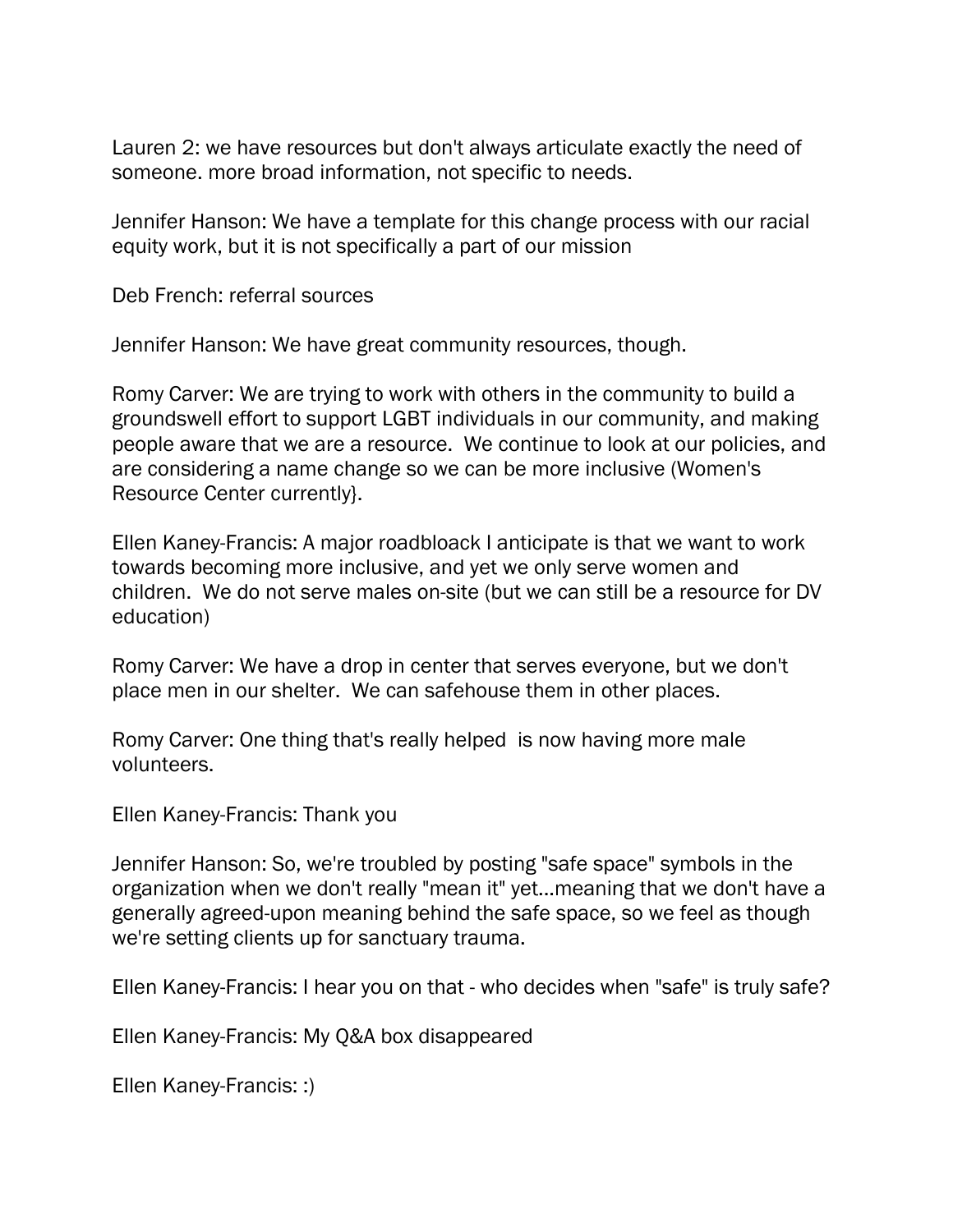Lauren 2: we have resources but don't always articulate exactly the need of someone. more broad information, not specific to needs.

Jennifer Hanson: We have a template for this change process with our racial equity work, but it is not specifically a part of our mission

Deb French: referral sources

Jennifer Hanson: We have great community resources, though.

Romy Carver: We are trying to work with others in the community to build a groundswell effort to support LGBT individuals in our community, and making people aware that we are a resource. We continue to look at our policies, and are considering a name change so we can be more inclusive (Women's Resource Center currently}.

Ellen Kaney-Francis: A major roadbloack I anticipate is that we want to work towards becoming more inclusive, and yet we only serve women and children. We do not serve males on-site (but we can still be a resource for DV education)

Romy Carver: We have a drop in center that serves everyone, but we don't place men in our shelter. We can safehouse them in other places.

Romy Carver: One thing that's really helped is now having more male volunteers.

Ellen Kaney-Francis: Thank you

Jennifer Hanson: So, we're troubled by posting "safe space" symbols in the organization when we don't really "mean it" yet...meaning that we don't have a generally agreed-upon meaning behind the safe space, so we feel as though we're setting clients up for sanctuary trauma.

Ellen Kaney-Francis: I hear you on that - who decides when "safe" is truly safe?

Ellen Kaney-Francis: My Q&A box disappeared

Ellen Kaney-Francis: :)